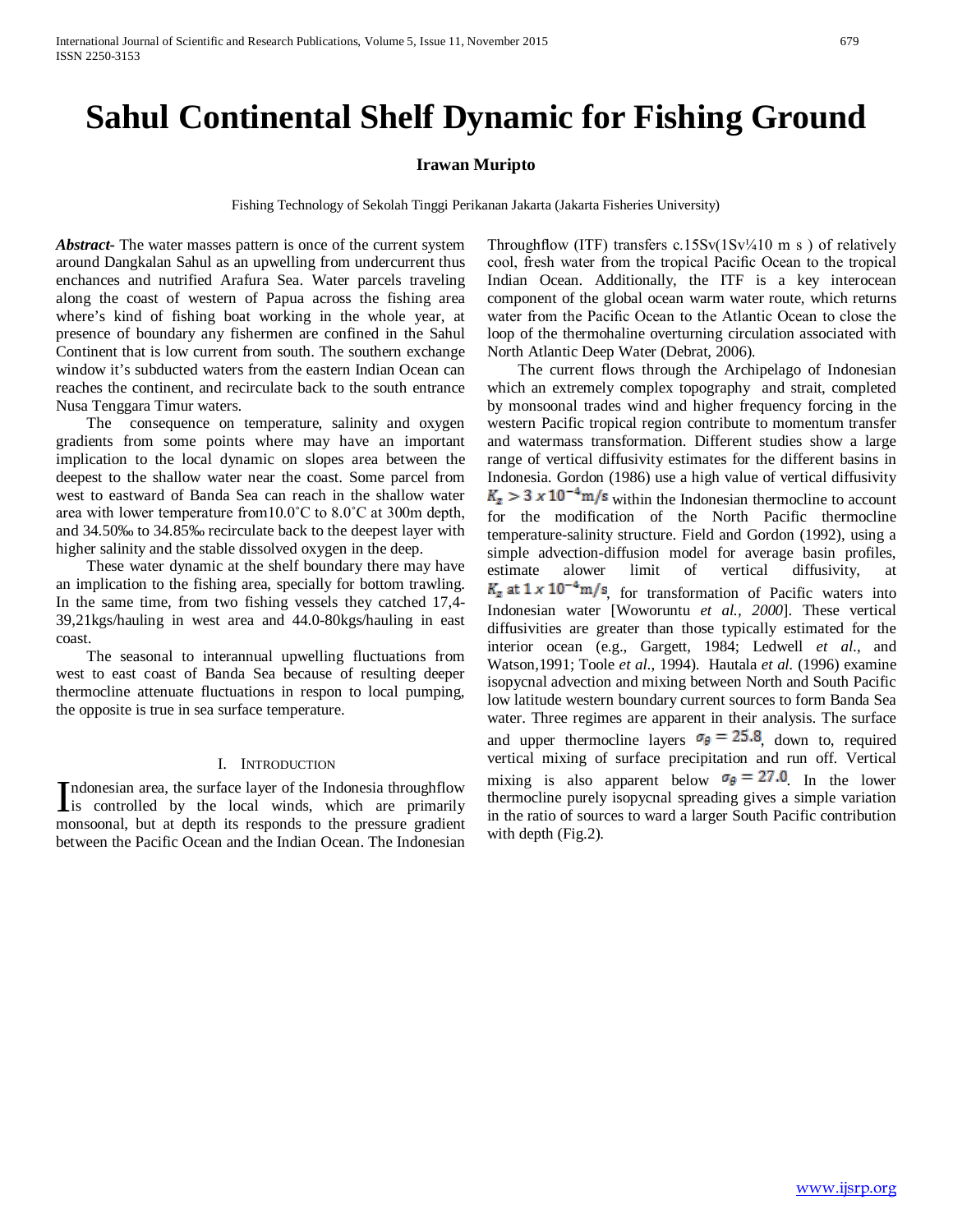# Sahul Continental Shelf Dynamic for Fishing Ground

**Irawan Muripto**

Fishing Technology of Sekolah Tinggi Perikanan Jakarta (Jakarta Fisheries University)

***Abstract***- The water masses pattern is once of the current system around Dangkalan Sahul as an upwelling from undercurrent thus enchances and nutrified Arafura Sea. Water parcels traveling along the coast of western of Papua across the fishing area where's kind of fishing boat working in the whole year, at presence of boundary any fishermen are confined in the Sahul Continent that is low current from south. The southern exchange window it's subducted waters from the eastern Indian Ocean can reaches the continent, and recirculate back to the south entrance Nusa Tenggara Timur waters.

The consequence on temperature, salinity and oxygen gradients from some points where may have an important implication to the local dynamic on slopes area between the deepest to the shallow water near the coast. Some parcel from west to eastward of Banda Sea can reach in the shallow water area with lower temperature from10.0˚C to 8.0˚C at 300m depth, and 34.50‰ to 34.85‰ recirculate back to the deepest layer with higher salinity and the stable dissolved oxygen in the deep.

These water dynamic at the shelf boundary there may have an implication to the fishing area, specially for bottom trawling. In the same time, from two fishing vessels they catched 17,4-39,21kgs/hauling in west area and 44.0-80kgs/hauling in east coast.

The seasonal to interannual upwelling fluctuations from west to east coast of Banda Sea because of resulting deeper thermocline attenuate fluctuations in respon to local pumping, the opposite is true in sea surface temperature.

## I. Introduction

Indonesian area, the surface layer of the Indonesia throughflow is controlled by the local winds, which are primarily monsoonal, but at depth its responds to the pressure gradient between the Pacific Ocean and the Indian Ocean. The Indonesian Throughflow (ITF) transfers c.15Sv(1Sv¼10 m s ) of relatively cool, fresh water from the tropical Pacific Ocean to the tropical Indian Ocean. Additionally, the ITF is a key interocean component of the global ocean warm water route, which returns water from the Pacific Ocean to the Atlantic Ocean to close the loop of the thermohaline overturning circulation associated with North Atlantic Deep Water (Debrat, 2006).

The current flows through the Archipelago of Indonesian which an extremely complex topography and strait, completed by monsoonal trades wind and higher frequency forcing in the western Pacific tropical region contribute to momentum transfer and watermass transformation. Different studies show a large range of vertical diffusivity estimates for the different basins in Indonesia. Gordon (1986) use a high value of vertical diffusivity $K_z > 3 \times 10^{-4} m/s$ within the Indonesian thermocline to account for the modification of the North Pacific thermocline temperature-salinity structure. Field and Gordon (1992), using a simple advection-diffusion model for average basin profiles, estimate alower limit of vertical diffusivity, at $K_z$ at $1 \times 10^{-4} m/s$, for transformation of Pacific waters into Indonesian water [Woworuntu *et al., 2000*]. These vertical diffusivities are greater than those typically estimated for the interior ocean (e.g., Gargett, 1984; Ledwell *et al.*, and Watson,1991; Toole *et al.*, 1994). Hautala *et al.* (1996) examine isopycnal advection and mixing between North and South Pacific low latitude western boundary current sources to form Banda Sea water. Three regimes are apparent in their analysis. The surface and upper thermocline layers $\sigma_\theta = 25.8$, down to, required vertical mixing of surface precipitation and run off. Vertical mixing is also apparent below $\sigma_\theta = 27.0$. In the lower thermocline purely isopycnal spreading gives a simple variation in the ratio of sources to ward a larger South Pacific contribution with depth (Fig.2).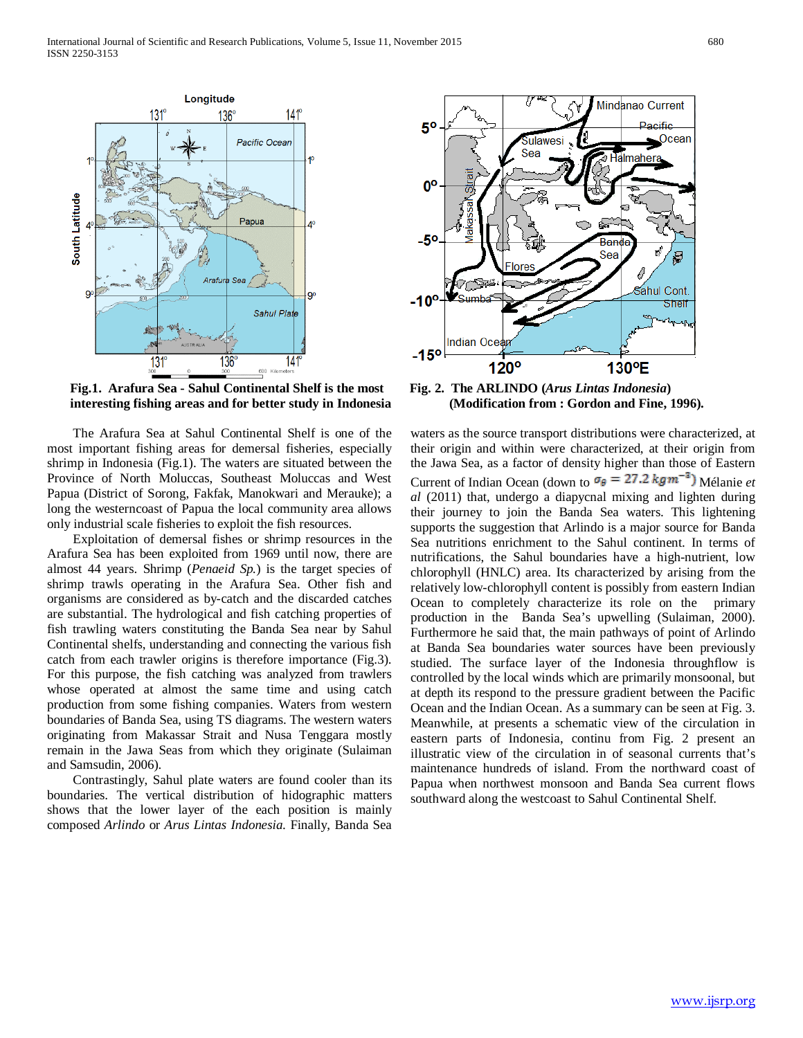**Fig.1. Arafura Sea - Sahul Continental Shelf is the most interesting fishing areas and for better study in Indonesia**

**Fig. 2. The ARLINDO (*Arus Lintas Indonesia*) (Modification from : Gordon and Fine, 1996).**

The Arafura Sea at Sahul Continental Shelf is one of the most important fishing areas for demersal fisheries, especially shrimp in Indonesia (Fig.1). The waters are situated between the Province of North Moluccas, Southeast Moluccas and West Papua (District of Sorong, Fakfak, Manokwari and Merauke); a long the westerncoast of Papua the local community area allows only industrial scale fisheries to exploit the fish resources.

Exploitation of demersal fishes or shrimp resources in the Arafura Sea has been exploited from 1969 until now, there are almost 44 years. Shrimp (*Penaeid Sp.*) is the target species of shrimp trawls operating in the Arafura Sea. Other fish and organisms are considered as by-catch and the discarded catches are substantial. The hydrological and fish catching properties of fish trawling waters constituting the Banda Sea near by Sahul Continental shelfs, understanding and connecting the various fish catch from each trawler origins is therefore importance (Fig.3). For this purpose, the fish catching was analyzed from trawlers whose operated at almost the same time and using catch production from some fishing companies. Waters from western boundaries of Banda Sea, using TS diagrams. The western waters originating from Makassar Strait and Nusa Tenggara mostly remain in the Jawa Seas from which they originate (Sulaiman and Samsudin, 2006).

Contrastingly, Sahul plate waters are found cooler than its boundaries. The vertical distribution of hidographic matters shows that the lower layer of the each position is mainly composed *Arlindo* or *Arus Lintas Indonesia.* Finally, Banda Sea waters as the source transport distributions were characterized, at their origin and within were characterized, at their origin from the Jawa Sea, as a factor of density higher than those of Eastern Current of Indian Ocean (down to $\sigma_\theta = 27.2\ kgm^{-3}$) Mélanie *et al* (2011) that, undergo a diapycnal mixing and lighten during their journey to join the Banda Sea waters. This lightening supports the suggestion that Arlindo is a major source for Banda Sea nutritions enrichment to the Sahul continent. In terms of nutrifications, the Sahul boundaries have a high-nutrient, low chlorophyll (HNLC) area. Its characterized by arising from the relatively low-chlorophyll content is possibly from eastern Indian Ocean to completely characterize its role on the primary production in the Banda Sea's upwelling (Sulaiman, 2000). Furthermore he said that, the main pathways of point of Arlindo at Banda Sea boundaries water sources have been previously studied. The surface layer of the Indonesia throughflow is controlled by the local winds which are primarily monsoonal, but at depth its respond to the pressure gradient between the Pacific Ocean and the Indian Ocean. As a summary can be seen at Fig. 3. Meanwhile, at presents a schematic view of the circulation in eastern parts of Indonesia, continu from Fig. 2 present an illustratic view of the circulation in of seasonal currents that's maintenance hundreds of island. From the northward coast of Papua when northwest monsoon and Banda Sea current flows southward along the westcoast to Sahul Continental Shelf.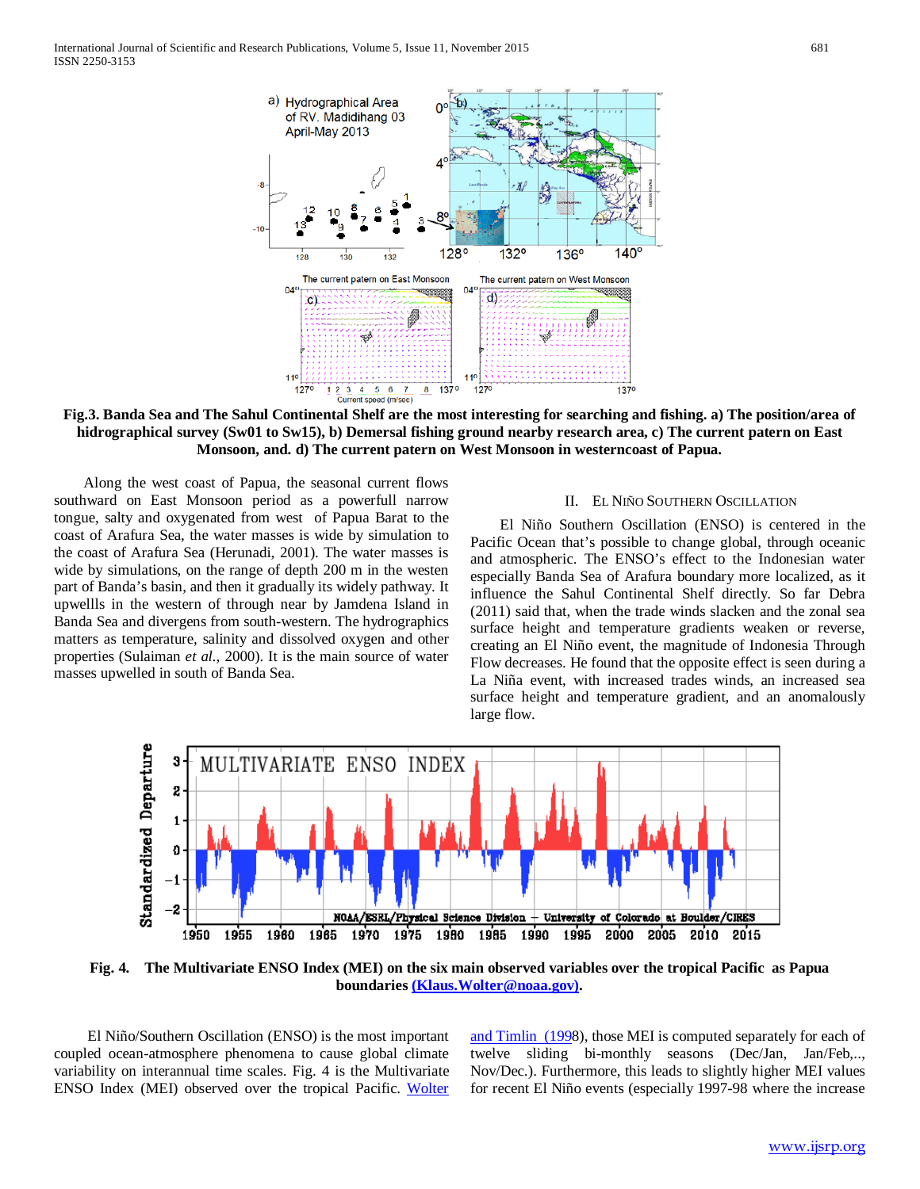**Fig.3. Banda Sea and The Sahul Continental Shelf are the most interesting for searching and fishing. a) The position/area of hidrographical survey (Sw01 to Sw15), b) Demersal fishing ground nearby research area, c) The current patern on East Monsoon, and. d) The current patern on West Monsoon in westerncoast of Papua.**

Along the west coast of Papua, the seasonal current flows southward on East Monsoon period as a powerfull narrow tongue, salty and oxygenated from west of Papua Barat to the coast of Arafura Sea, the water masses is wide by simulation to the coast of Arafura Sea (Herunadi, 2001). The water masses is wide by simulations, on the range of depth 200 m in the westen part of Banda's basin, and then it gradually its widely pathway. It upwellls in the western of through near by Jamdena Island in Banda Sea and divergens from south-western. The hydrographics matters as temperature, salinity and dissolved oxygen and other properties (Sulaiman *et al.,* 2000). It is the main source of water masses upwelled in south of Banda Sea.

## II. El Niño Southern Oscillation

El Niño Southern Oscillation (ENSO) is centered in the Pacific Ocean that's possible to change global, through oceanic and atmospheric. The ENSO's effect to the Indonesian water especially Banda Sea of Arafura boundary more localized, as it influence the Sahul Continental Shelf directly. So far Debra (2011) said that, when the trade winds slacken and the zonal sea surface height and temperature gradients weaken or reverse, creating an El Niño event, the magnitude of Indonesia Through Flow decreases. He found that the opposite effect is seen during a La Niña event, with increased trades winds, an increased sea surface height and temperature gradient, and an anomalously large flow.

**Fig. 4. The Multivariate ENSO Index (MEI) on the six main observed variables over the tropical Pacific as Papua boundaries (Klaus.Wolter@noaa.gov).**

El Niño/Southern Oscillation (ENSO) is the most important coupled ocean-atmosphere phenomena to cause global climate variability on interannual time scales. Fig. 4 is the Multivariate ENSO Index (MEI) observed over the tropical Pacific. Wolter and Timlin (1998), those MEI is computed separately for each of twelve sliding bi-monthly seasons (Dec/Jan, Jan/Feb,.., Nov/Dec.). Furthermore, this leads to slightly higher MEI values for recent El Niño events (especially 1997-98 where the increase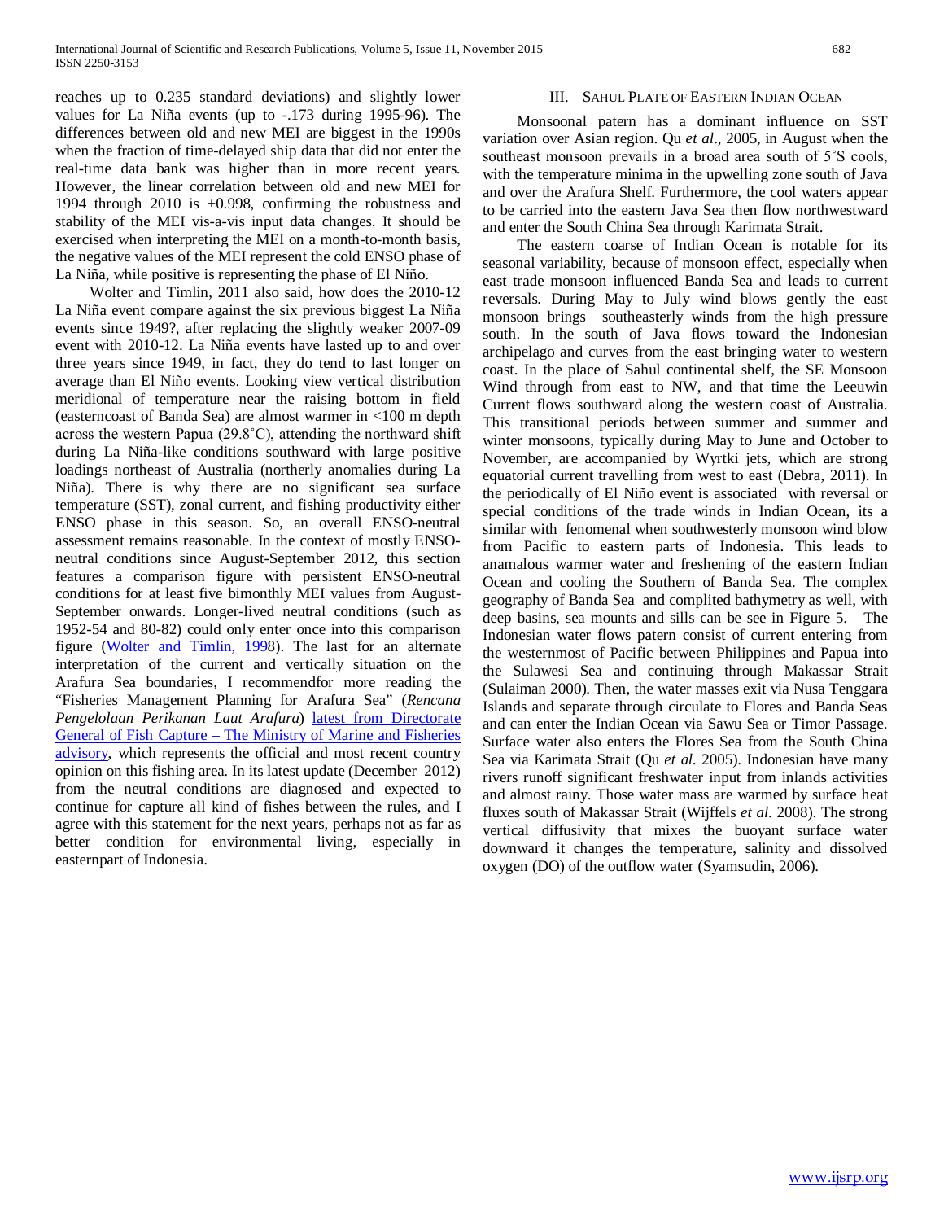reaches up to 0.235 standard deviations) and slightly lower values for La Niña events (up to -.173 during 1995-96). The differences between old and new MEI are biggest in the 1990s when the fraction of time-delayed ship data that did not enter the real-time data bank was higher than in more recent years. However, the linear correlation between old and new MEI for 1994 through 2010 is +0.998, confirming the robustness and stability of the MEI vis-a-vis input data changes. It should be exercised when interpreting the MEI on a month-to-month basis, the negative values of the MEI represent the cold ENSO phase of La Niña, while positive is representing the phase of El Niño.

Wolter and Timlin, 2011 also said, how does the 2010-12 La Niña event compare against the six previous biggest La Niña events since 1949?, after replacing the slightly weaker 2007-09 event with 2010-12. La Niña events have lasted up to and over three years since 1949, in fact, they do tend to last longer on average than El Niño events. Looking view vertical distribution meridional of temperature near the raising bottom in field (easterncoast of Banda Sea) are almost warmer in <100 m depth across the western Papua (29.8˚C), attending the northward shift during La Niña-like conditions southward with large positive loadings northeast of Australia (northerly anomalies during La Niña). There is why there are no significant sea surface temperature (SST), zonal current, and fishing productivity either ENSO phase in this season. So, an overall ENSO-neutral assessment remains reasonable. In the context of mostly ENSO-neutral conditions since August-September 2012, this section features a comparison figure with persistent ENSO-neutral conditions for at least five bimonthly MEI values from August-September onwards. Longer-lived neutral conditions (such as 1952-54 and 80-82) could only enter once into this comparison figure (Wolter and Timlin, 1998). The last for an alternate interpretation of the current and vertically situation on the Arafura Sea boundaries, I recommendfor more reading the "Fisheries Management Planning for Arafura Sea" (*Rencana Pengelolaan Perikanan Laut Arafura*) latest from Directorate General of Fish Capture – The Ministry of Marine and Fisheries advisory, which represents the official and most recent country opinion on this fishing area. In its latest update (December 2012) from the neutral conditions are diagnosed and expected to continue for capture all kind of fishes between the rules, and I agree with this statement for the next years, perhaps not as far as better condition for environmental living, especially in easternpart of Indonesia.

## III. Sahul Plate of Eastern Indian Ocean

Monsoonal patern has a dominant influence on SST variation over Asian region. Qu *et al*., 2005, in August when the southeast monsoon prevails in a broad area south of 5˚S cools, with the temperature minima in the upwelling zone south of Java and over the Arafura Shelf. Furthermore, the cool waters appear to be carried into the eastern Java Sea then flow northwestward and enter the South China Sea through Karimata Strait.

The eastern coarse of Indian Ocean is notable for its seasonal variability, because of monsoon effect, especially when east trade monsoon influenced Banda Sea and leads to current reversals. During May to July wind blows gently the east monsoon brings southeasterly winds from the high pressure south. In the south of Java flows toward the Indonesian archipelago and curves from the east bringing water to western coast. In the place of Sahul continental shelf, the SE Monsoon Wind through from east to NW, and that time the Leeuwin Current flows southward along the western coast of Australia. This transitional periods between summer and summer and winter monsoons, typically during May to June and October to November, are accompanied by Wyrtki jets, which are strong equatorial current travelling from west to east (Debra, 2011). In the periodically of El Niño event is associated with reversal or special conditions of the trade winds in Indian Ocean, its a similar with fenomenal when southwesterly monsoon wind blow from Pacific to eastern parts of Indonesia. This leads to anamalous warmer water and freshening of the eastern Indian Ocean and cooling the Southern of Banda Sea. The complex geography of Banda Sea and complited bathymetry as well, with deep basins, sea mounts and sills can be see in Figure 5. The Indonesian water flows patern consist of current entering from the westernmost of Pacific between Philippines and Papua into the Sulawesi Sea and continuing through Makassar Strait (Sulaiman 2000). Then, the water masses exit via Nusa Tenggara Islands and separate through circulate to Flores and Banda Seas and can enter the Indian Ocean via Sawu Sea or Timor Passage. Surface water also enters the Flores Sea from the South China Sea via Karimata Strait (Qu *et al.* 2005). Indonesian have many rivers runoff significant freshwater input from inlands activities and almost rainy. Those water mass are warmed by surface heat fluxes south of Makassar Strait (Wijffels *et al.* 2008). The strong vertical diffusivity that mixes the buoyant surface water downward it changes the temperature, salinity and dissolved oxygen (DO) of the outflow water (Syamsudin, 2006).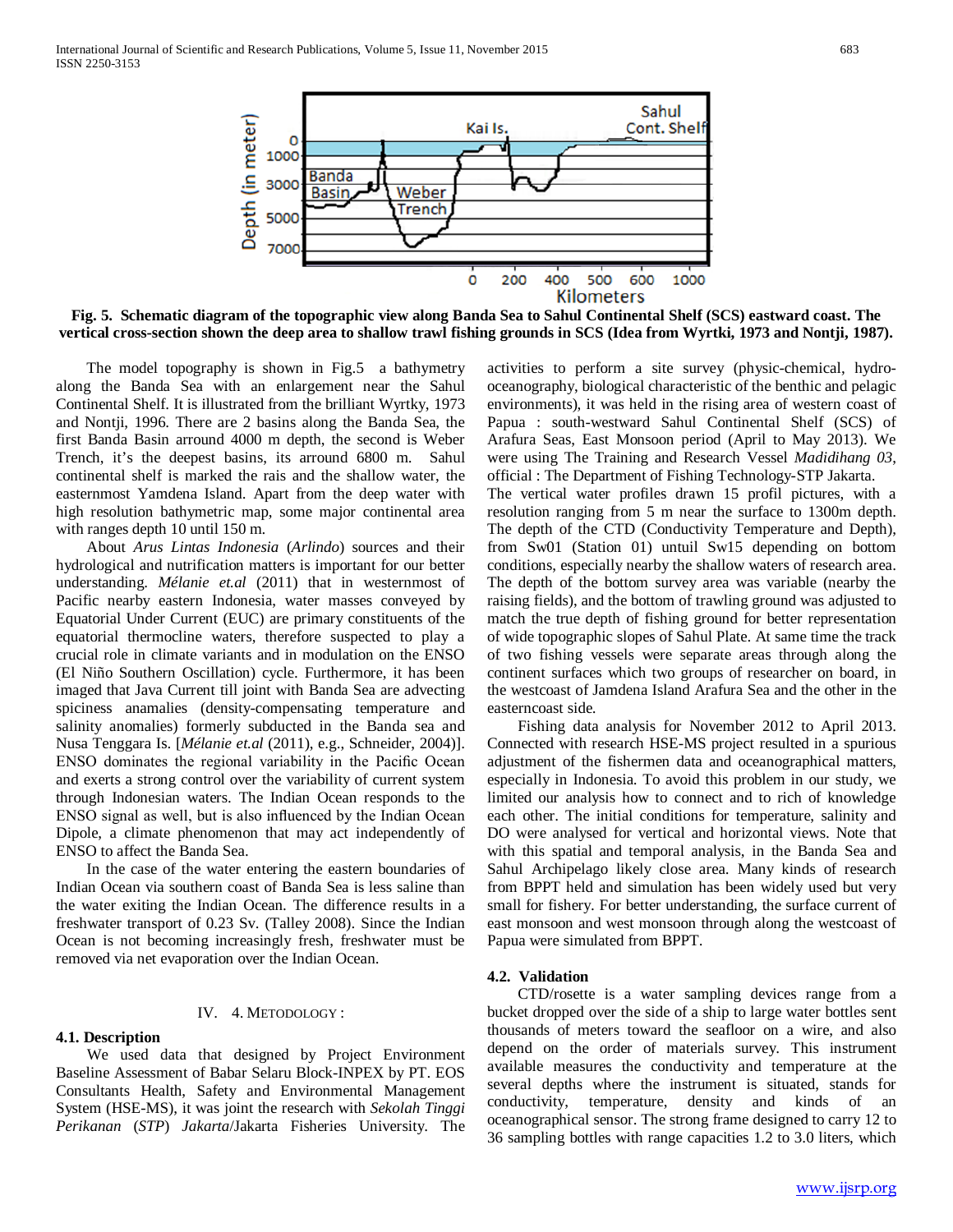Fig. 5. Schematic diagram of the topographic view along Banda Sea to Sahul Continental Shelf (SCS) eastward coast. The vertical cross-section shown the deep area to shallow trawl fishing grounds in SCS (Idea from Wyrtki, 1973 and Nontji, 1987).

The model topography is shown in Fig.5 a bathymetry along the Banda Sea with an enlargement near the Sahul Continental Shelf. It is illustrated from the brilliant Wyrtky, 1973 and Nontji, 1996. There are 2 basins along the Banda Sea, the first Banda Basin arround 4000 m depth, the second is Weber Trench, it's the deepest basins, its arround 6800 m. Sahul continental shelf is marked the rais and the shallow water, the easternmost Yamdena Island. Apart from the deep water with high resolution bathymetric map, some major continental area with ranges depth 10 until 150 m.

About *Arus Lintas Indonesia* (*Arlindo*) sources and their hydrological and nutrification matters is important for our better understanding. *Mélanie et.al* (2011) that in westernmost of Pacific nearby eastern Indonesia, water masses conveyed by Equatorial Under Current (EUC) are primary constituents of the equatorial thermocline waters, therefore suspected to play a crucial role in climate variants and in modulation on the ENSO (El Niño Southern Oscillation) cycle. Furthermore, it has been imaged that Java Current till joint with Banda Sea are advecting spiciness anamalies (density-compensating temperature and salinity anomalies) formerly subducted in the Banda sea and Nusa Tenggara Is. [*Mélanie et.al* (2011), e.g., Schneider, 2004)]. ENSO dominates the regional variability in the Pacific Ocean and exerts a strong control over the variability of current system through Indonesian waters. The Indian Ocean responds to the ENSO signal as well, but is also influenced by the Indian Ocean Dipole, a climate phenomenon that may act independently of ENSO to affect the Banda Sea.

In the case of the water entering the eastern boundaries of Indian Ocean via southern coast of Banda Sea is less saline than the water exiting the Indian Ocean. The difference results in a freshwater transport of 0.23 Sv. (Talley 2008). Since the Indian Ocean is not becoming increasingly fresh, freshwater must be removed via net evaporation over the Indian Ocean.

## IV. 4. METODOLOGY :

### 4.1. Description

We used data that designed by Project Environment Baseline Assessment of Babar Selaru Block-INPEX by PT. EOS Consultants Health, Safety and Environmental Management System (HSE-MS), it was joint the research with *Sekolah Tinggi Perikanan* (*STP*) *Jakarta*/Jakarta Fisheries University. The activities to perform a site survey (physic-chemical, hydro-oceanography, biological characteristic of the benthic and pelagic environments), it was held in the rising area of western coast of Papua : south-westward Sahul Continental Shelf (SCS) of Arafura Seas, East Monsoon period (April to May 2013). We were using The Training and Research Vessel *Madidihang 03*, official : The Department of Fishing Technology-STP Jakarta.
The vertical water profiles drawn 15 profil pictures, with a resolution ranging from 5 m near the surface to 1300m depth. The depth of the CTD (Conductivity Temperature and Depth), from Sw01 (Station 01) untuil Sw15 depending on bottom conditions, especially nearby the shallow waters of research area. The depth of the bottom survey area was variable (nearby the raising fields), and the bottom of trawling ground was adjusted to match the true depth of fishing ground for better representation of wide topographic slopes of Sahul Plate. At same time the track of two fishing vessels were separate areas through along the continent surfaces which two groups of researcher on board, in the westcoast of Jamdena Island Arafura Sea and the other in the easterncoast side.

Fishing data analysis for November 2012 to April 2013. Connected with research HSE-MS project resulted in a spurious adjustment of the fishermen data and oceanographical matters, especially in Indonesia. To avoid this problem in our study, we limited our analysis how to connect and to rich of knowledge each other. The initial conditions for temperature, salinity and DO were analysed for vertical and horizontal views. Note that with this spatial and temporal analysis, in the Banda Sea and Sahul Archipelago likely close area. Many kinds of research from BPPT held and simulation has been widely used but very small for fishery. For better understanding, the surface current of east monsoon and west monsoon through along the westcoast of Papua were simulated from BPPT.

### 4.2. Validation

CTD/rosette is a water sampling devices range from a bucket dropped over the side of a ship to large water bottles sent thousands of meters toward the seafloor on a wire, and also depend on the order of materials survey. This instrument available measures the conductivity and temperature at the several depths where the instrument is situated, stands for conductivity, temperature, density and kinds of an oceanographical sensor. The strong frame designed to carry 12 to 36 sampling bottles with range capacities 1.2 to 3.0 liters, which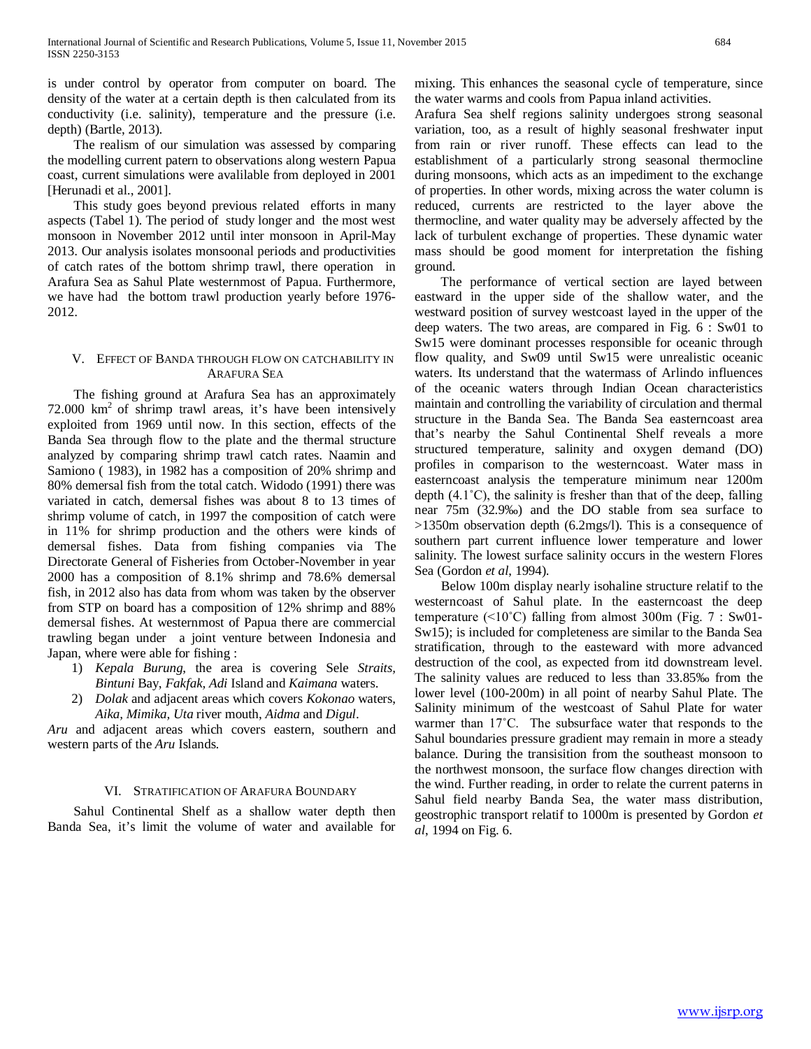is under control by operator from computer on board. The density of the water at a certain depth is then calculated from its conductivity (i.e. salinity), temperature and the pressure (i.e. depth) (Bartle, 2013).

The realism of our simulation was assessed by comparing the modelling current patern to observations along western Papua coast, current simulations were avalilable from deployed in 2001 [Herunadi et al., 2001].

This study goes beyond previous related efforts in many aspects (Tabel 1). The period of study longer and the most west monsoon in November 2012 until inter monsoon in April-May 2013. Our analysis isolates monsoonal periods and productivities of catch rates of the bottom shrimp trawl, there operation in Arafura Sea as Sahul Plate westernmost of Papua. Furthermore, we have had the bottom trawl production yearly before 1976-2012.

## V. Effect of Banda through flow on catchability in Arafura Sea

The fishing ground at Arafura Sea has an approximately 72.000 km$^2$ of shrimp trawl areas, it's have been intensively exploited from 1969 until now. In this section, effects of the Banda Sea through flow to the plate and the thermal structure analyzed by comparing shrimp trawl catch rates. Naamin and Samiono ( 1983), in 1982 has a composition of 20% shrimp and 80% demersal fish from the total catch. Widodo (1991) there was variated in catch, demersal fishes was about 8 to 13 times of shrimp volume of catch, in 1997 the composition of catch were in 11% for shrimp production and the others were kinds of demersal fishes. Data from fishing companies via The Directorate General of Fisheries from October-November in year 2000 has a composition of 8.1% shrimp and 78.6% demersal fish, in 2012 also has data from whom was taken by the observer from STP on board has a composition of 12% shrimp and 88% demersal fishes. At westernmost of Papua there are commercial trawling began under a joint venture between Indonesia and Japan, where were able for fishing :

1) *Kepala Burung*, the area is covering Sele *Straits, Bintuni* Bay, *Fakfak, Adi* Island and *Kaimana* waters.
2) *Dolak* and adjacent areas which covers *Kokonao* waters, *Aika, Mimika, Uta* river mouth, *Aidma* and *Digul*.

*Aru* and adjacent areas which covers eastern, southern and western parts of the *Aru* Islands.

## VI. Stratification of Arafura Boundary

Sahul Continental Shelf as a shallow water depth then Banda Sea, it's limit the volume of water and available for mixing. This enhances the seasonal cycle of temperature, since the water warms and cools from Papua inland activities.

Arafura Sea shelf regions salinity undergoes strong seasonal variation, too, as a result of highly seasonal freshwater input from rain or river runoff. These effects can lead to the establishment of a particularly strong seasonal thermocline during monsoons, which acts as an impediment to the exchange of properties. In other words, mixing across the water column is reduced, currents are restricted to the layer above the thermocline, and water quality may be adversely affected by the lack of turbulent exchange of properties. These dynamic water mass should be good moment for interpretation the fishing ground.

The performance of vertical section are layed between eastward in the upper side of the shallow water, and the westward position of survey westcoast layed in the upper of the deep waters. The two areas, are compared in Fig. 6 : Sw01 to Sw15 were dominant processes responsible for oceanic through flow quality, and Sw09 until Sw15 were unrealistic oceanic waters. Its understand that the watermass of Arlindo influences of the oceanic waters through Indian Ocean characteristics maintain and controlling the variability of circulation and thermal structure in the Banda Sea. The Banda Sea easterncoast area that's nearby the Sahul Continental Shelf reveals a more structured temperature, salinity and oxygen demand (DO) profiles in comparison to the westerncoast. Water mass in easterncoast analysis the temperature minimum near 1200m depth (4.1˚C), the salinity is fresher than that of the deep, falling near 75m (32.9‰) and the DO stable from sea surface to >1350m observation depth (6.2mgs/l). This is a consequence of southern part current influence lower temperature and lower salinity. The lowest surface salinity occurs in the western Flores Sea (Gordon *et al*, 1994).

Below 100m display nearly isohaline structure relatif to the westerncoast of Sahul plate. In the easterncoast the deep temperature (<10˚C) falling from almost 300m (Fig. 7 : Sw01-Sw15); is included for completeness are similar to the Banda Sea stratification, through to the easteward with more advanced destruction of the cool, as expected from itd downstream level. The salinity values are reduced to less than 33.85‰ from the lower level (100-200m) in all point of nearby Sahul Plate. The Salinity minimum of the westcoast of Sahul Plate for water warmer than 17˚C. The subsurface water that responds to the Sahul boundaries pressure gradient may remain in more a steady balance. During the transisition from the southeast monsoon to the northwest monsoon, the surface flow changes direction with the wind. Further reading, in order to relate the current paterns in Sahul field nearby Banda Sea, the water mass distribution, geostrophic transport relatif to 1000m is presented by Gordon *et al*, 1994 on Fig. 6.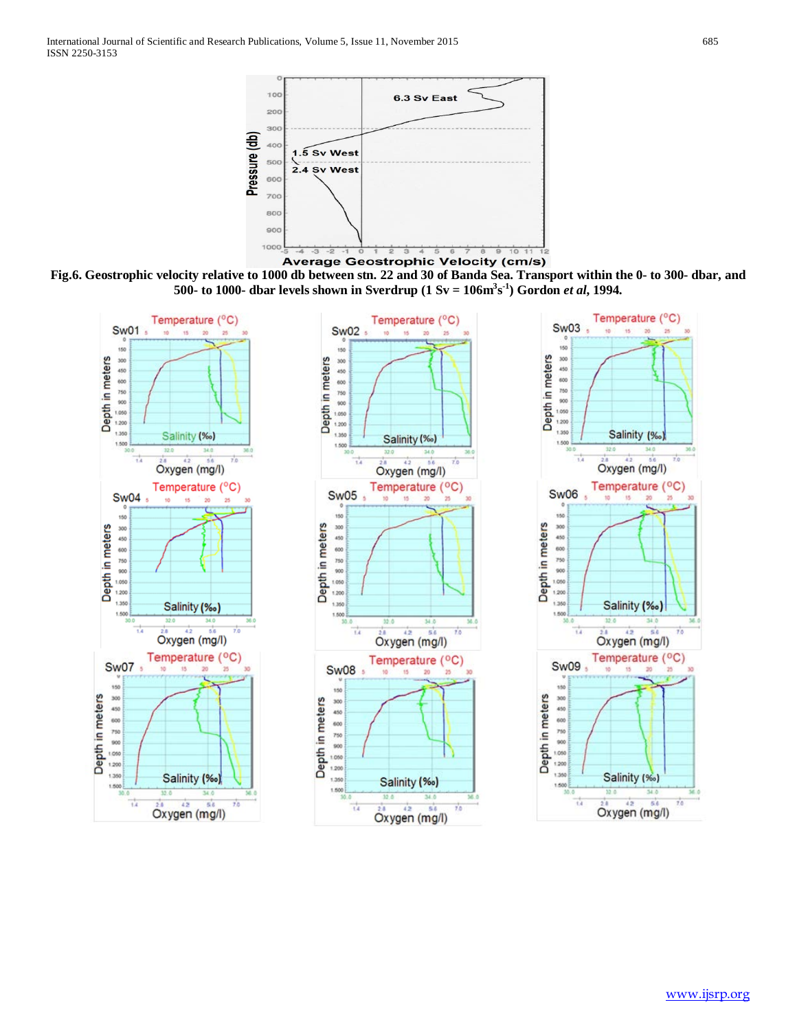**Fig.6. Geostrophic velocity relative to 1000 db between stn. 22 and 30 of Banda Sea. Transport within the 0- to 300- dbar, and 500- to 1000- dbar levels shown in Sverdrup (1 Sv = 106m$^3$s$^{-1}$) Gordon *et al*, 1994.**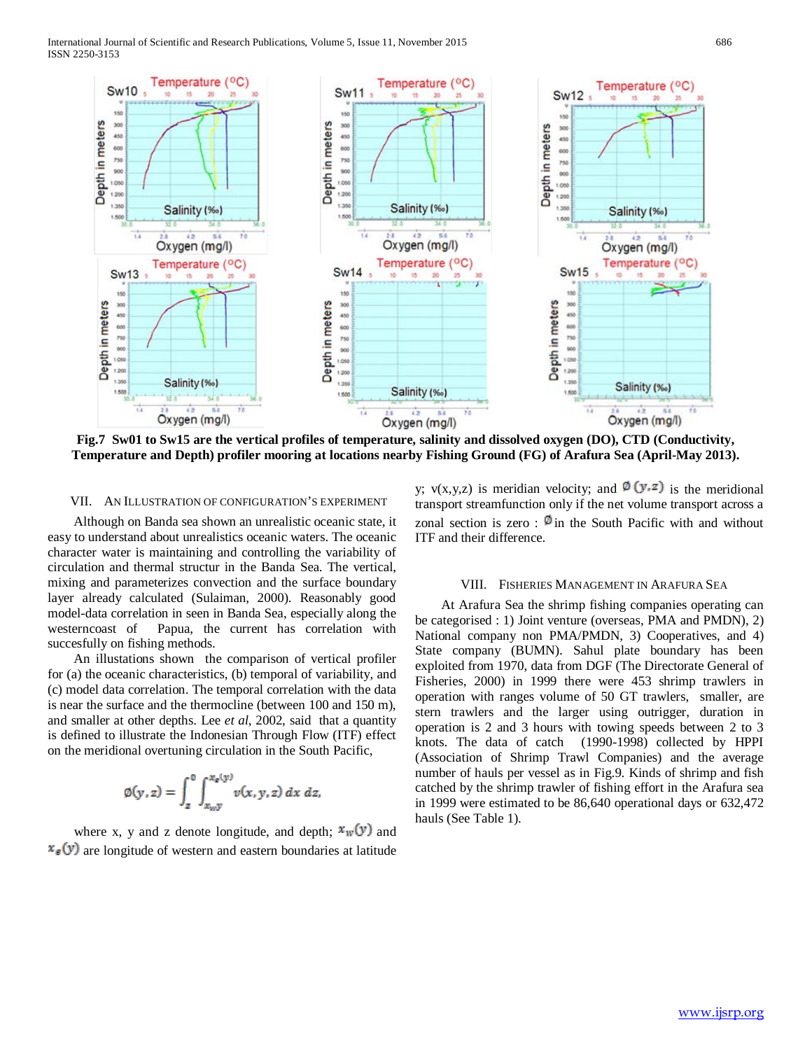**Fig.7 Sw01 to Sw15 are the vertical profiles of temperature, salinity and dissolved oxygen (DO), CTD (Conductivity, Temperature and Depth) profiler mooring at locations nearby Fishing Ground (FG) of Arafura Sea (April-May 2013).**

## VII. An Illustration of Configuration's Experiment

Although on Banda sea shown an unrealistic oceanic state, it easy to understand about unrealistics oceanic waters. The oceanic character water is maintaining and controlling the variability of circulation and thermal structur in the Banda Sea. The vertical, mixing and parameterizes convection and the surface boundary layer already calculated (Sulaiman, 2000). Reasonably good model-data correlation in seen in Banda Sea, especially along the westerncoast of Papua, the current has correlation with succesfully on fishing methods.

An illustations shown the comparison of vertical profiler for (a) the oceanic characteristics, (b) temporal of variability, and (c) model data correlation. The temporal correlation with the data is near the surface and the thermocline (between 100 and 150 m), and smaller at other depths. Lee *et al*, 2002, said that a quantity is defined to illustrate the Indonesian Through Flow (ITF) effect on the meridional overtuning circulation in the South Pacific,

$$\emptyset(y,z) = \int_{z}^{0} \int_{x_w y}^{x_e(y)} v(x,y,z)\,dx\,dz,$$

where x, y and z denote longitude, and depth; $x_w(y)$ and $x_e(y)$ are longitude of western and eastern boundaries at latitude y; v(x,y,z) is meridian velocity; and $\emptyset(y,z)$ is the meridional transport streamfunction only if the net volume transport across a zonal section is zero : $\emptyset$ in the South Pacific with and without ITF and their difference.

## VIII. Fisheries Management in Arafura Sea

At Arafura Sea the shrimp fishing companies operating can be categorised : 1) Joint venture (overseas, PMA and PMDN), 2) National company non PMA/PMDN, 3) Cooperatives, and 4) State company (BUMN). Sahul plate boundary has been exploited from 1970, data from DGF (The Directorate General of Fisheries, 2000) in 1999 there were 453 shrimp trawlers in operation with ranges volume of 50 GT trawlers, smaller, are stern trawlers and the larger using outrigger, duration in operation is 2 and 3 hours with towing speeds between 2 to 3 knots. The data of catch (1990-1998) collected by HPPI (Association of Shrimp Trawl Companies) and the average number of hauls per vessel as in Fig.9. Kinds of shrimp and fish catched by the shrimp trawler of fishing effort in the Arafura sea in 1999 were estimated to be 86,640 operational days or 632,472 hauls (See Table 1).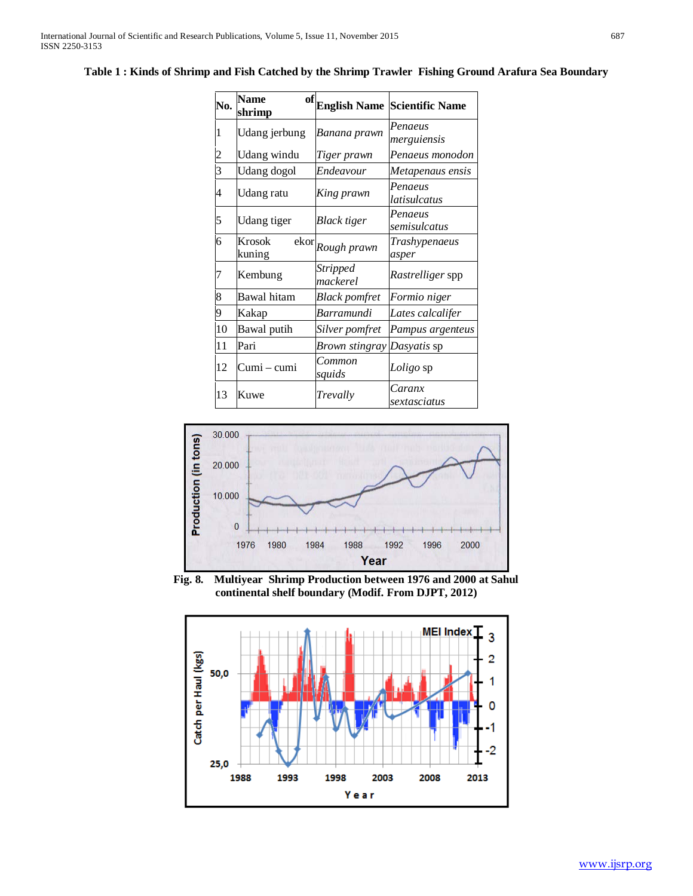**Table 1 : Kinds of Shrimp and Fish Catched by the Shrimp Trawler Fishing Ground Arafura Sea Boundary**

| No. | Name of shrimp | English Name | Scientific Name |
|---|---|---|---|
| 1 | Udang jerbung | *Banana prawn* | *Penaeus merguiensis* |
| 2 | Udang windu | *Tiger prawn* | *Penaeus monodon* |
| 3 | Udang dogol | *Endeavour* | *Metapenaus ensis* |
| 4 | Udang ratu | *King prawn* | *Penaeus latisulcatus* |
| 5 | Udang tiger | *Black tiger* | *Penaeus semisulcatus* |
| 6 | Krosok ekor kuning | *Rough prawn* | *Trashypenaeus asper* |
| 7 | Kembung | *Stripped mackerel* | *Rastrelliger* spp |
| 8 | Bawal hitam | *Black pomfret* | *Formio niger* |
| 9 | Kakap | *Barramundi* | *Lates calcalifer* |
| 10 | Bawal putih | *Silver pomfret* | *Pampus argenteus* |
| 11 | Pari | *Brown stingray* | *Dasyatis* sp |
| 12 | Cumi – cumi | *Common squids* | *Loligo* sp |
| 13 | Kuwe | *Trevally* | *Caranx sextasciatus* |

**Fig. 8. Multiyear Shrimp Production between 1976 and 2000 at Sahul continental shelf boundary (Modif. From DJPT, 2012)**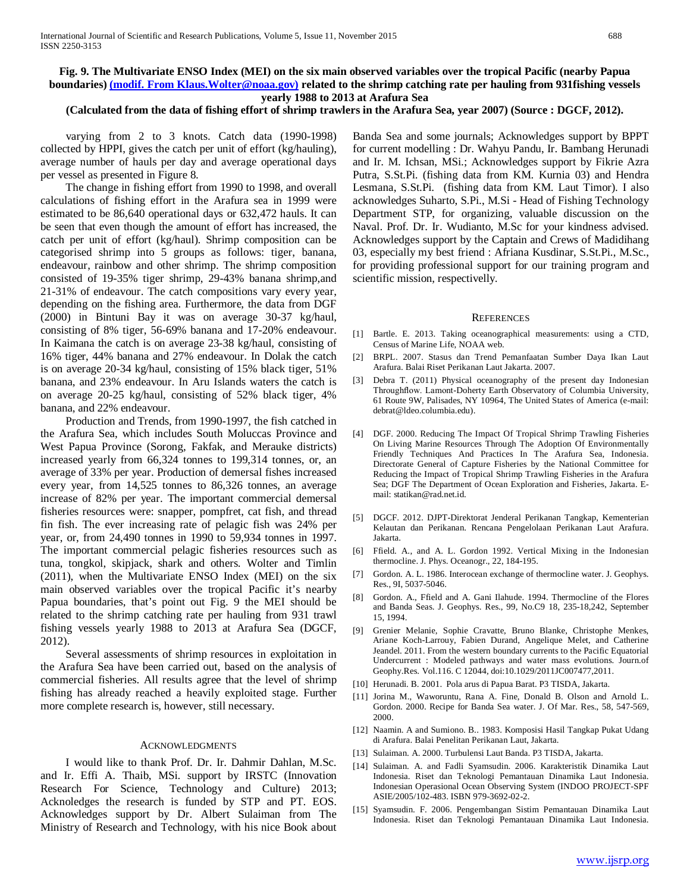**Fig. 9. The Multivariate ENSO Index (MEI) on the six main observed variables over the tropical Pacific (nearby Papua boundaries) (modif. From Klaus.Wolter@noaa.gov) related to the shrimp catching rate per hauling from 931fishing vessels yearly 1988 to 2013 at Arafura Sea**

**(Calculated from the data of fishing effort of shrimp trawlers in the Arafura Sea, year 2007) (Source : DGCF, 2012).**

varying from 2 to 3 knots. Catch data (1990-1998) collected by HPPI, gives the catch per unit of effort (kg/hauling), average number of hauls per day and average operational days per vessel as presented in Figure 8.

The change in fishing effort from 1990 to 1998, and overall calculations of fishing effort in the Arafura sea in 1999 were estimated to be 86,640 operational days or 632,472 hauls. It can be seen that even though the amount of effort has increased, the catch per unit of effort (kg/haul). Shrimp composition can be categorised shrimp into 5 groups as follows: tiger, banana, endeavour, rainbow and other shrimp. The shrimp composition consisted of 19-35% tiger shrimp, 29-43% banana shrimp,and 21-31% of endeavour. The catch compositions vary every year, depending on the fishing area. Furthermore, the data from DGF (2000) in Bintuni Bay it was on average 30-37 kg/haul, consisting of 8% tiger, 56-69% banana and 17-20% endeavour. In Kaimana the catch is on average 23-38 kg/haul, consisting of 16% tiger, 44% banana and 27% endeavour. In Dolak the catch is on average 20-34 kg/haul, consisting of 15% black tiger, 51% banana, and 23% endeavour. In Aru Islands waters the catch is on average 20-25 kg/haul, consisting of 52% black tiger, 4% banana, and 22% endeavour.

Production and Trends, from 1990-1997, the fish catched in the Arafura Sea, which includes South Moluccas Province and West Papua Province (Sorong, Fakfak, and Merauke districts) increased yearly from 66,324 tonnes to 199,314 tonnes, or, an average of 33% per year. Production of demersal fishes increased every year, from 14,525 tonnes to 86,326 tonnes, an average increase of 82% per year. The important commercial demersal fisheries resources were: snapper, pompfret, cat fish, and thread fin fish. The ever increasing rate of pelagic fish was 24% per year, or, from 24,490 tonnes in 1990 to 59,934 tonnes in 1997. The important commercial pelagic fisheries resources such as tuna, tongkol, skipjack, shark and others. Wolter and Timlin (2011), when the Multivariate ENSO Index (MEI) on the six main observed variables over the tropical Pacific it's nearby Papua boundaries, that's point out Fig. 9 the MEI should be related to the shrimp catching rate per hauling from 931 trawl fishing vessels yearly 1988 to 2013 at Arafura Sea (DGCF, 2012).

Several assessments of shrimp resources in exploitation in the Arafura Sea have been carried out, based on the analysis of commercial fisheries. All results agree that the level of shrimp fishing has already reached a heavily exploited stage. Further more complete research is, however, still necessary.

## Acknowledgments

I would like to thank Prof. Dr. Ir. Dahmir Dahlan, M.Sc. and Ir. Effi A. Thaib, MSi. support by IRSTC (Innovation Research For Science, Technology and Culture) 2013; Acknoledges the research is funded by STP and PT. EOS. Acknowledges support by Dr. Albert Sulaiman from The Ministry of Research and Technology, with his nice Book about Banda Sea and some journals; Acknowledges support by BPPT for current modelling : Dr. Wahyu Pandu, Ir. Bambang Herunadi and Ir. M. Ichsan, MSi.; Acknowledges support by Fikrie Azra Putra, S.St.Pi. (fishing data from KM. Kurnia 03) and Hendra Lesmana, S.St.Pi. (fishing data from KM. Laut Timor). I also acknowledges Suharto, S.Pi., M.Si - Head of Fishing Technology Department STP, for organizing, valuable discussion on the Naval. Prof. Dr. Ir. Wudianto, M.Sc for your kindness advised. Acknowledges support by the Captain and Crews of Madidihang 03, especially my best friend : Afriana Kusdinar, S.St.Pi., M.Sc., for providing professional support for our training program and scientific mission, respectivelly.

## References

[1] Bartle. E. 2013. Taking oceanographical measurements: using a CTD, Census of Marine Life, NOAA web.

[2] BRPL. 2007. Stasus dan Trend Pemanfaatan Sumber Daya Ikan Laut Arafura. Balai Riset Perikanan Laut Jakarta. 2007.

[3] Debra T. (2011) Physical oceanography of the present day Indonesian Throughflow. Lamont-Doherty Earth Observatory of Columbia University, 61 Route 9W, Palisades, NY 10964, The United States of America (e-mail: debrat@ldeo.columbia.edu).

[4] DGF. 2000. Reducing The Impact Of Tropical Shrimp Trawling Fisheries On Living Marine Resources Through The Adoption Of Environmentally Friendly Techniques And Practices In The Arafura Sea, Indonesia. Directorate General of Capture Fisheries by the National Committee for Reducing the Impact of Tropical Shrimp Trawling Fisheries in the Arafura Sea; DGF The Department of Ocean Exploration and Fisheries, Jakarta. E-mail: statikan@rad.net.id.

[5] DGCF. 2012. DJPT-Direktorat Jenderal Perikanan Tangkap, Kementerian Kelautan dan Perikanan. Rencana Pengelolaan Perikanan Laut Arafura. Jakarta.

[6] Ffield. A., and A. L. Gordon 1992. Vertical Mixing in the Indonesian thermocline. J. Phys. Oceanogr., 22, 184-195.

[7] Gordon. A. L. 1986. Interocean exchange of thermocline water. J. Geophys. Res., 9I, 5037-5046.

[8] Gordon. A., Ffield and A. Gani Ilahude. 1994. Thermocline of the Flores and Banda Seas. J. Geophys. Res., 99, No.C9 18, 235-18,242, September 15, 1994.

[9] Grenier Melanie, Sophie Cravatte, Bruno Blanke, Christophe Menkes, Ariane Koch-Larrouy, Fabien Durand, Angelique Melet, and Catherine Jeandel. 2011. From the western boundary currents to the Pacific Equatorial Undercurrent : Modeled pathways and water mass evolutions. Journ.of Geophy.Res. Vol.116. C 12044, doi:10.1029/2011JC007477,2011.

[10] Herunadi. B. 2001. Pola arus di Papua Barat. P3 TISDA, Jakarta.

[11] Jorina M., Waworuntu, Rana A. Fine, Donald B. Olson and Arnold L. Gordon. 2000. Recipe for Banda Sea water. J. Of Mar. Res., 58, 547-569, 2000.

[12] Naamin. A and Sumiono. B.. 1983. Komposisi Hasil Tangkap Pukat Udang di Arafura. Balai Penelitan Perikanan Laut, Jakarta.

[13] Sulaiman. A. 2000. Turbulensi Laut Banda. P3 TISDA, Jakarta.

[14] Sulaiman. A. and Fadli Syamsudin. 2006. Karakteristik Dinamika Laut Indonesia. Riset dan Teknologi Pemantauan Dinamika Laut Indonesia. Indonesian Operasional Ocean Observing System (INDOO PROJECT-SPF ASIE/2005/102-483. ISBN 979-3692-02-2.

[15] Syamsudin. F. 2006. Pengembangan Sistim Pemantauan Dinamika Laut Indonesia. Riset dan Teknologi Pemantauan Dinamika Laut Indonesia.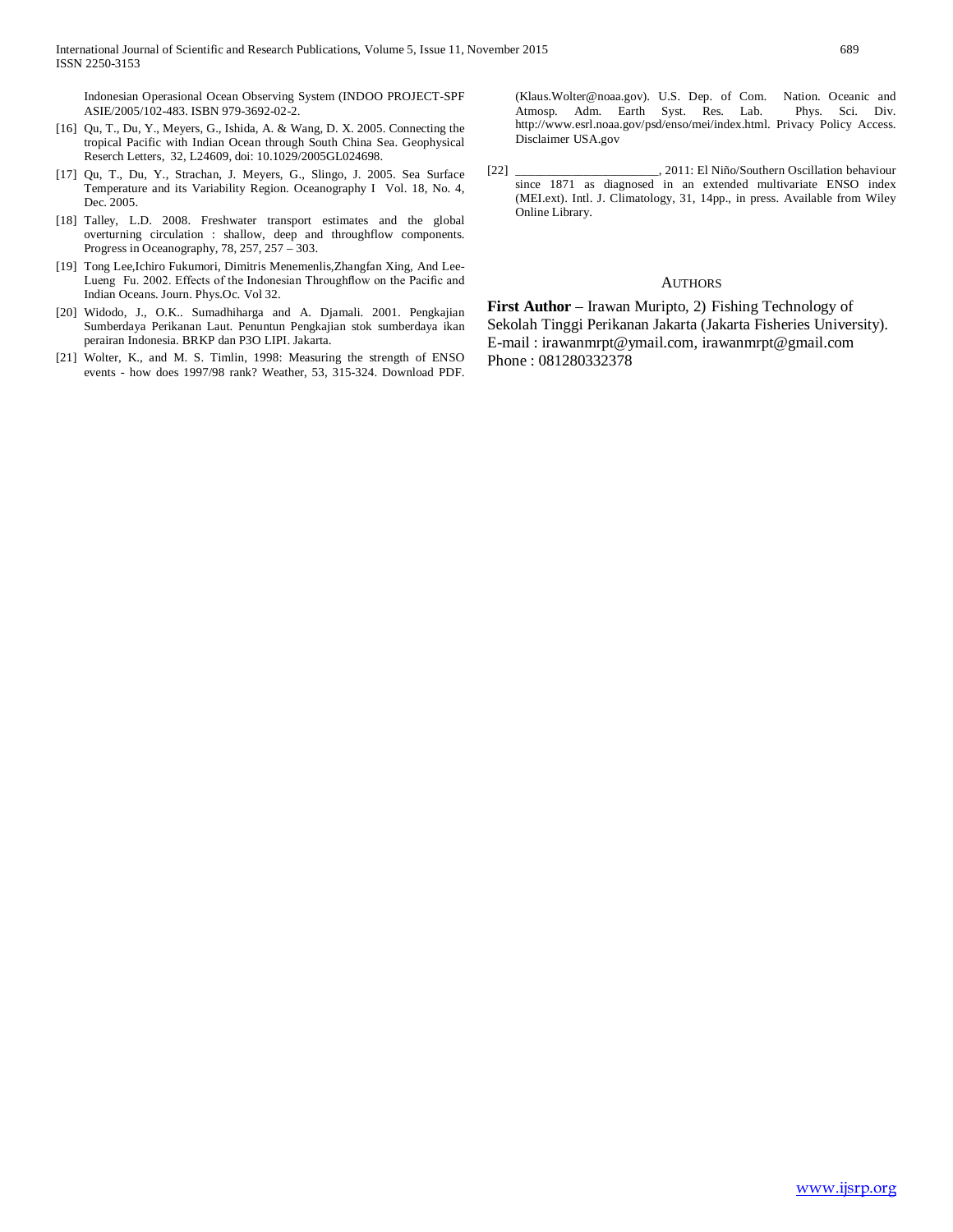Indonesian Operasional Ocean Observing System (INDOO PROJECT-SPF ASIE/2005/102-483. ISBN 979-3692-02-2.

[16] Qu, T., Du, Y., Meyers, G., Ishida, A. & Wang, D. X. 2005. Connecting the tropical Pacific with Indian Ocean through South China Sea. Geophysical Reserch Letters, 32, L24609, doi: 10.1029/2005GL024698.

[17] Qu, T., Du, Y., Strachan, J. Meyers, G., Slingo, J. 2005. Sea Surface Temperature and its Variability Region. Oceanography I Vol. 18, No. 4, Dec. 2005.

[18] Talley, L.D. 2008. Freshwater transport estimates and the global overturning circulation : shallow, deep and throughflow components. Progress in Oceanography, 78, 257, 257 – 303.

[19] Tong Lee,Ichiro Fukumori, Dimitris Menemenlis,Zhangfan Xing, And Lee-Lueng Fu. 2002. Effects of the Indonesian Throughflow on the Pacific and Indian Oceans. Journ. Phys.Oc. Vol 32.

[20] Widodo, J., O.K.. Sumadhiharga and A. Djamali. 2001. Pengkajian Sumberdaya Perikanan Laut. Penuntun Pengkajian stok sumberdaya ikan perairan Indonesia. BRKP dan P3O LIPI. Jakarta.

[21] Wolter, K., and M. S. Timlin, 1998: Measuring the strength of ENSO events - how does 1997/98 rank? Weather, 53, 315-324. Download PDF. (Klaus.Wolter@noaa.gov). U.S. Dep. of Com. Nation. Oceanic and Atmosp. Adm. Earth Syst. Res. Lab. Phys. Sci. Div. http://www.esrl.noaa.gov/psd/enso/mei/index.html. Privacy Policy Access. Disclaimer USA.gov

[22] ______________________, 2011: El Niño/Southern Oscillation behaviour since 1871 as diagnosed in an extended multivariate ENSO index (MEI.ext). Intl. J. Climatology, 31, 14pp., in press. Available from Wiley Online Library.

## Authors

**First Author** – Irawan Muripto, 2) Fishing Technology of Sekolah Tinggi Perikanan Jakarta (Jakarta Fisheries University). E-mail : irawanmrpt@ymail.com, irawanmrpt@gmail.com Phone : 081280332378